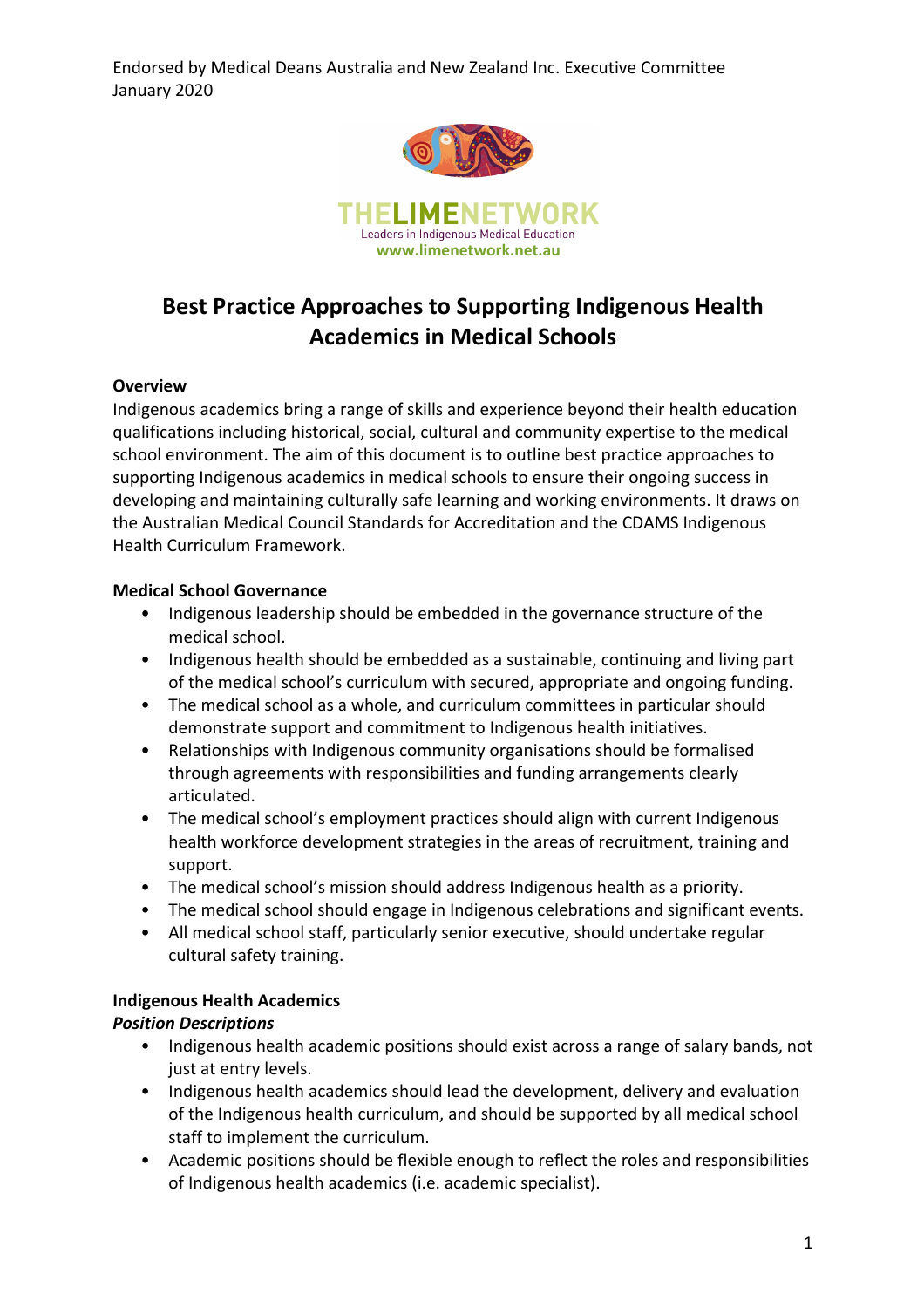Endorsed by Medical Deans Australia and New Zealand Inc. Executive Committee
January 2020

THELIMENETWORK
Leaders in Indigenous Medical Education
www.limenetwork.net.au

# Best Practice Approaches to Supporting Indigenous Health Academics in Medical Schools

## Overview

Indigenous academics bring a range of skills and experience beyond their health education qualifications including historical, social, cultural and community expertise to the medical school environment. The aim of this document is to outline best practice approaches to supporting Indigenous academics in medical schools to ensure their ongoing success in developing and maintaining culturally safe learning and working environments. It draws on the Australian Medical Council Standards for Accreditation and the CDAMS Indigenous Health Curriculum Framework.

## Medical School Governance

- Indigenous leadership should be embedded in the governance structure of the medical school.
- Indigenous health should be embedded as a sustainable, continuing and living part of the medical school's curriculum with secured, appropriate and ongoing funding.
- The medical school as a whole, and curriculum committees in particular should demonstrate support and commitment to Indigenous health initiatives.
- Relationships with Indigenous community organisations should be formalised through agreements with responsibilities and funding arrangements clearly articulated.
- The medical school's employment practices should align with current Indigenous health workforce development strategies in the areas of recruitment, training and support.
- The medical school's mission should address Indigenous health as a priority.
- The medical school should engage in Indigenous celebrations and significant events.
- All medical school staff, particularly senior executive, should undertake regular cultural safety training.

## Indigenous Health Academics

### *Position Descriptions*

- Indigenous health academic positions should exist across a range of salary bands, not just at entry levels.
- Indigenous health academics should lead the development, delivery and evaluation of the Indigenous health curriculum, and should be supported by all medical school staff to implement the curriculum.
- Academic positions should be flexible enough to reflect the roles and responsibilities of Indigenous health academics (i.e. academic specialist).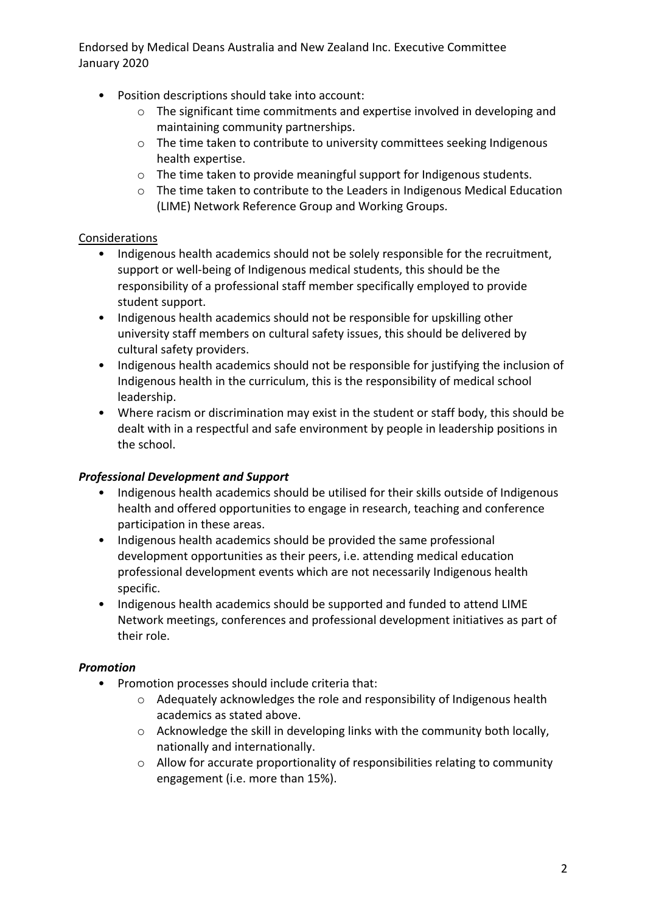- Position descriptions should take into account:
  - The significant time commitments and expertise involved in developing and maintaining community partnerships.
  - The time taken to contribute to university committees seeking Indigenous health expertise.
  - The time taken to provide meaningful support for Indigenous students.
  - The time taken to contribute to the Leaders in Indigenous Medical Education (LIME) Network Reference Group and Working Groups.

<u>Considerations</u>

- Indigenous health academics should not be solely responsible for the recruitment, support or well-being of Indigenous medical students, this should be the responsibility of a professional staff member specifically employed to provide student support.
- Indigenous health academics should not be responsible for upskilling other university staff members on cultural safety issues, this should be delivered by cultural safety providers.
- Indigenous health academics should not be responsible for justifying the inclusion of Indigenous health in the curriculum, this is the responsibility of medical school leadership.
- Where racism or discrimination may exist in the student or staff body, this should be dealt with in a respectful and safe environment by people in leadership positions in the school.

***Professional Development and Support***

- Indigenous health academics should be utilised for their skills outside of Indigenous health and offered opportunities to engage in research, teaching and conference participation in these areas.
- Indigenous health academics should be provided the same professional development opportunities as their peers, i.e. attending medical education professional development events which are not necessarily Indigenous health specific.
- Indigenous health academics should be supported and funded to attend LIME Network meetings, conferences and professional development initiatives as part of their role.

***Promotion***

- Promotion processes should include criteria that:
  - Adequately acknowledges the role and responsibility of Indigenous health academics as stated above.
  - Acknowledge the skill in developing links with the community both locally, nationally and internationally.
  - Allow for accurate proportionality of responsibilities relating to community engagement (i.e. more than 15%).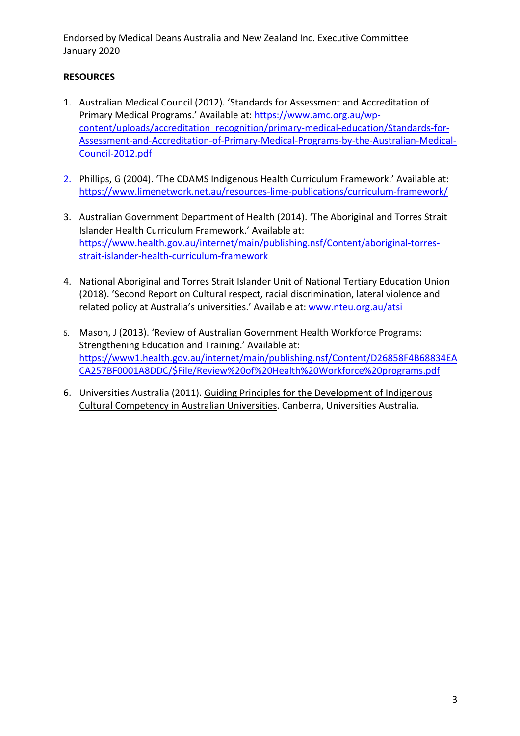Endorsed by Medical Deans Australia and New Zealand Inc. Executive Committee
January 2020

**RESOURCES**

1. Australian Medical Council (2012). 'Standards for Assessment and Accreditation of Primary Medical Programs.' Available at: https://www.amc.org.au/wp-content/uploads/accreditation_recognition/primary-medical-education/Standards-for-Assessment-and-Accreditation-of-Primary-Medical-Programs-by-the-Australian-Medical-Council-2012.pdf

2. Phillips, G (2004). 'The CDAMS Indigenous Health Curriculum Framework.' Available at: https://www.limenetwork.net.au/resources-lime-publications/curriculum-framework/

3. Australian Government Department of Health (2014). 'The Aboriginal and Torres Strait Islander Health Curriculum Framework.' Available at: https://www.health.gov.au/internet/main/publishing.nsf/Content/aboriginal-torres-strait-islander-health-curriculum-framework

4. National Aboriginal and Torres Strait Islander Unit of National Tertiary Education Union (2018). 'Second Report on Cultural respect, racial discrimination, lateral violence and related policy at Australia's universities.' Available at: www.nteu.org.au/atsi

5. Mason, J (2013). 'Review of Australian Government Health Workforce Programs: Strengthening Education and Training.' Available at: https://www1.health.gov.au/internet/main/publishing.nsf/Content/D26858F4B68834EACA257BF0001A8DDC/$File/Review%20of%20Health%20Workforce%20programs.pdf

6. Universities Australia (2011). Guiding Principles for the Development of Indigenous Cultural Competency in Australian Universities. Canberra, Universities Australia.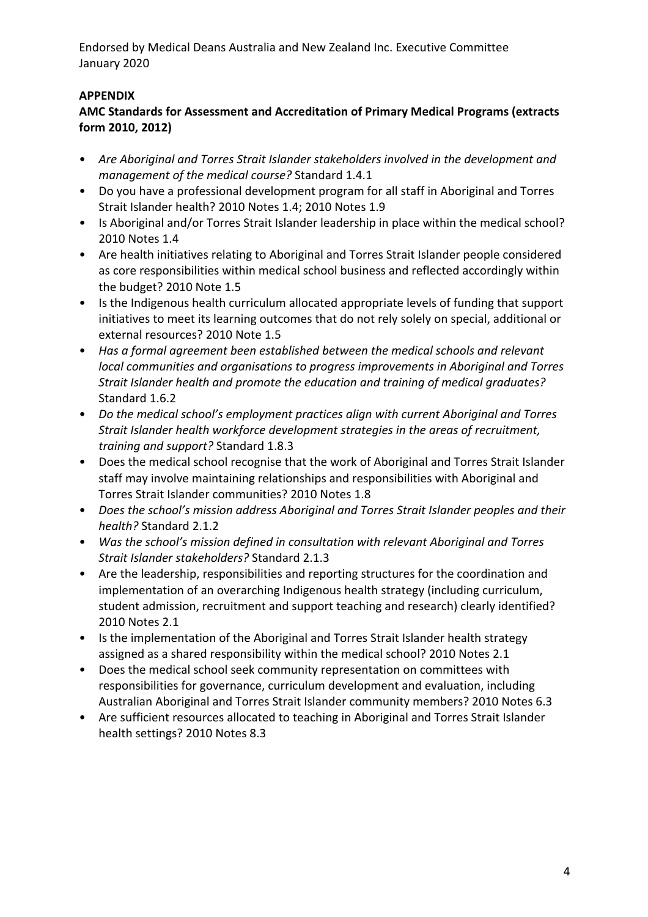Endorsed by Medical Deans Australia and New Zealand Inc. Executive Committee
January 2020

**APPENDIX**

**AMC Standards for Assessment and Accreditation of Primary Medical Programs (extracts form 2010, 2012)**

- *Are Aboriginal and Torres Strait Islander stakeholders involved in the development and management of the medical course?* Standard 1.4.1
- Do you have a professional development program for all staff in Aboriginal and Torres Strait Islander health? 2010 Notes 1.4; 2010 Notes 1.9
- Is Aboriginal and/or Torres Strait Islander leadership in place within the medical school? 2010 Notes 1.4
- Are health initiatives relating to Aboriginal and Torres Strait Islander people considered as core responsibilities within medical school business and reflected accordingly within the budget? 2010 Note 1.5
- Is the Indigenous health curriculum allocated appropriate levels of funding that support initiatives to meet its learning outcomes that do not rely solely on special, additional or external resources? 2010 Note 1.5
- *Has a formal agreement been established between the medical schools and relevant local communities and organisations to progress improvements in Aboriginal and Torres Strait Islander health and promote the education and training of medical graduates?* Standard 1.6.2
- *Do the medical school's employment practices align with current Aboriginal and Torres Strait Islander health workforce development strategies in the areas of recruitment, training and support?* Standard 1.8.3
- Does the medical school recognise that the work of Aboriginal and Torres Strait Islander staff may involve maintaining relationships and responsibilities with Aboriginal and Torres Strait Islander communities? 2010 Notes 1.8
- *Does the school's mission address Aboriginal and Torres Strait Islander peoples and their health?* Standard 2.1.2
- *Was the school's mission defined in consultation with relevant Aboriginal and Torres Strait Islander stakeholders?* Standard 2.1.3
- Are the leadership, responsibilities and reporting structures for the coordination and implementation of an overarching Indigenous health strategy (including curriculum, student admission, recruitment and support teaching and research) clearly identified? 2010 Notes 2.1
- Is the implementation of the Aboriginal and Torres Strait Islander health strategy assigned as a shared responsibility within the medical school? 2010 Notes 2.1
- Does the medical school seek community representation on committees with responsibilities for governance, curriculum development and evaluation, including Australian Aboriginal and Torres Strait Islander community members? 2010 Notes 6.3
- Are sufficient resources allocated to teaching in Aboriginal and Torres Strait Islander health settings? 2010 Notes 8.3